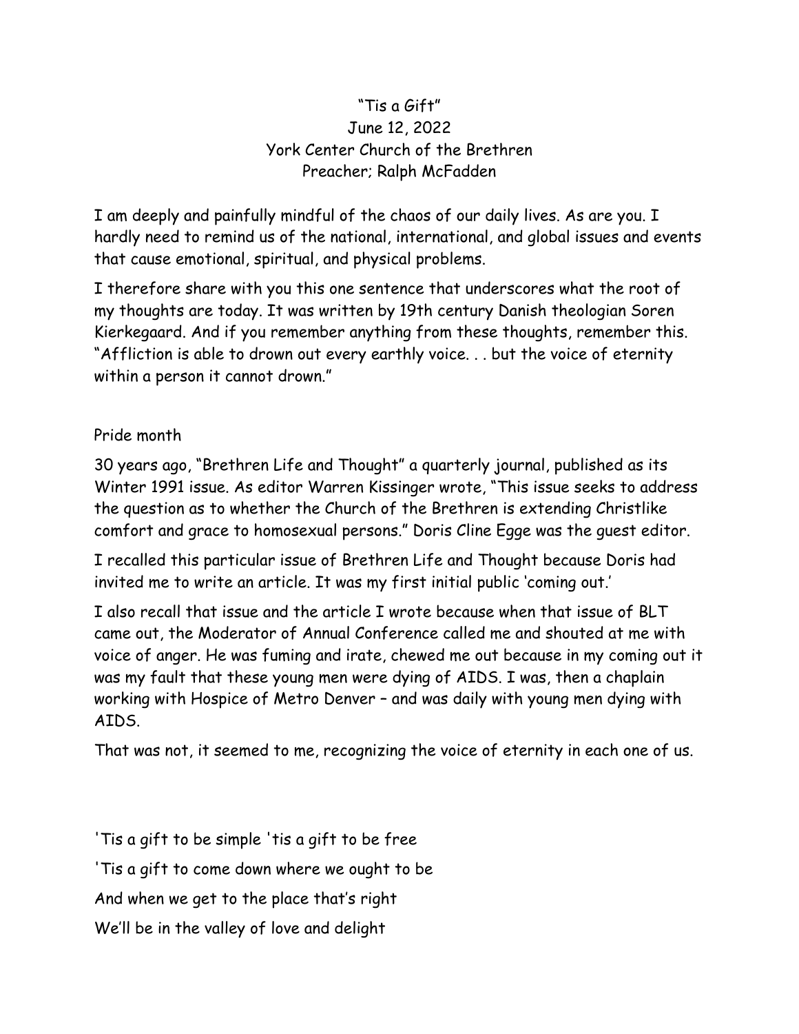# "Tis a Gift"

June 12, 2022

York Center Church of the Brethren

Preacher; Ralph McFadden

I am deeply and painfully mindful of the chaos of our daily lives. As are you. I hardly need to remind us of the national, international, and global issues and events that cause emotional, spiritual, and physical problems.

I therefore share with you this one sentence that underscores what the root of my thoughts are today. It was written by 19th century Danish theologian Soren Kierkegaard. And if you remember anything from these thoughts, remember this. "Affliction is able to drown out every earthly voice. . . but the voice of eternity within a person it cannot drown."

Pride month

30 years ago, "Brethren Life and Thought" a quarterly journal, published as its Winter 1991 issue. As editor Warren Kissinger wrote, "This issue seeks to address the question as to whether the Church of the Brethren is extending Christlike comfort and grace to homosexual persons." Doris Cline Egge was the guest editor.

I recalled this particular issue of Brethren Life and Thought because Doris had invited me to write an article. It was my first initial public 'coming out.'

I also recall that issue and the article I wrote because when that issue of BLT came out, the Moderator of Annual Conference called me and shouted at me with voice of anger. He was fuming and irate, chewed me out because in my coming out it was my fault that these young men were dying of AIDS. I was, then a chaplain working with Hospice of Metro Denver – and was daily with young men dying with AIDS.

That was not, it seemed to me, recognizing the voice of eternity in each one of us.

'Tis a gift to be simple 'tis a gift to be free

'Tis a gift to come down where we ought to be

And when we get to the place that's right

We'll be in the valley of love and delight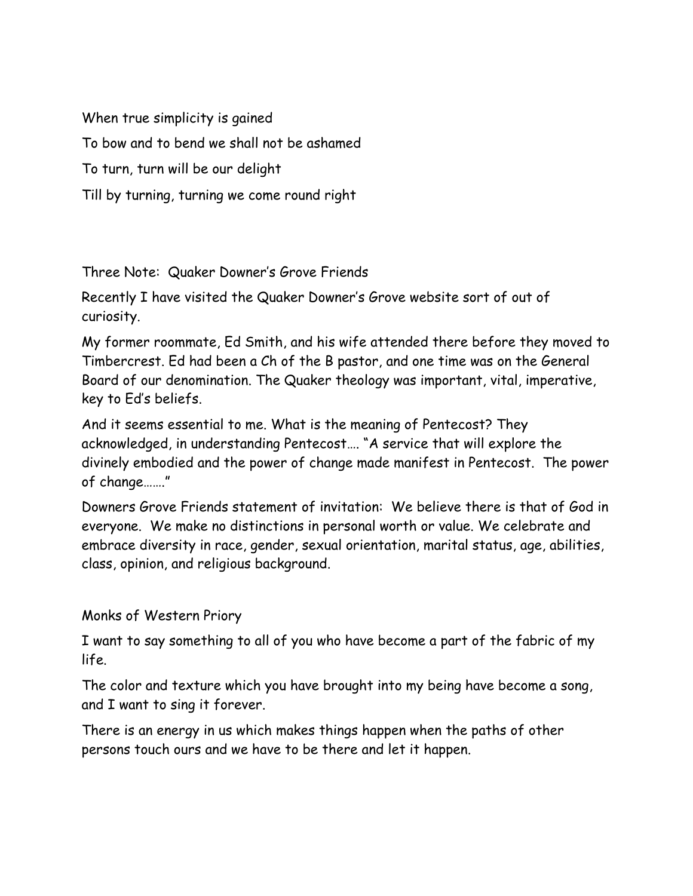When true simplicity is gained

To bow and to bend we shall not be ashamed

To turn, turn will be our delight

Till by turning, turning we come round right

Three Note: Quaker Downer's Grove Friends

Recently I have visited the Quaker Downer's Grove website sort of out of curiosity.

My former roommate, Ed Smith, and his wife attended there before they moved to Timbercrest. Ed had been a Ch of the B pastor, and one time was on the General Board of our denomination. The Quaker theology was important, vital, imperative, key to Ed's beliefs.

And it seems essential to me. What is the meaning of Pentecost? They acknowledged, in understanding Pentecost…. "A service that will explore the divinely embodied and the power of change made manifest in Pentecost. The power of change……."

Downers Grove Friends statement of invitation: We believe there is that of God in everyone. We make no distinctions in personal worth or value. We celebrate and embrace diversity in race, gender, sexual orientation, marital status, age, abilities, class, opinion, and religious background.

Monks of Western Priory

I want to say something to all of you who have become a part of the fabric of my life.

The color and texture which you have brought into my being have become a song, and I want to sing it forever.

There is an energy in us which makes things happen when the paths of other persons touch ours and we have to be there and let it happen.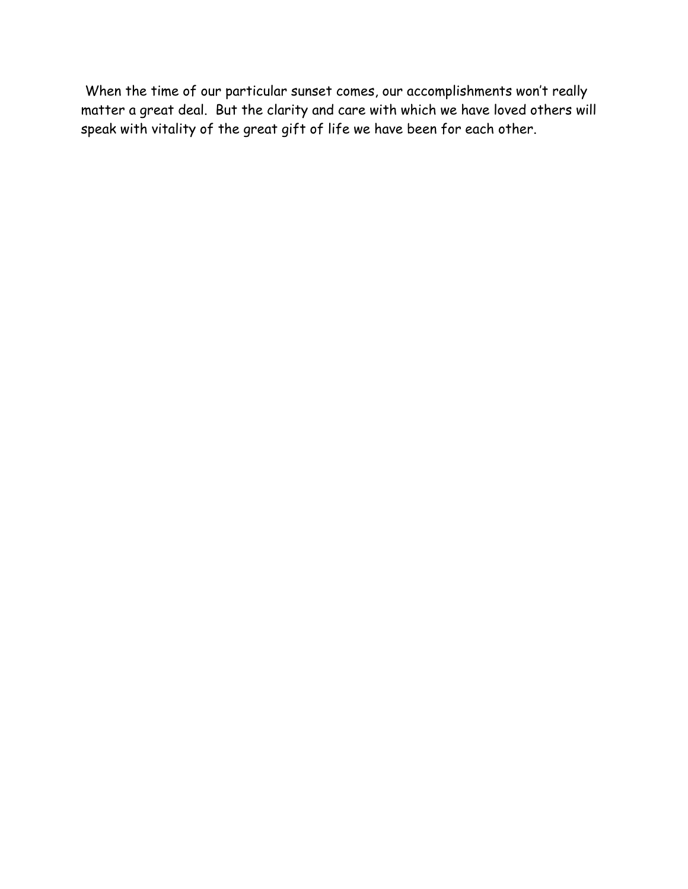When the time of our particular sunset comes, our accomplishments won't really matter a great deal. But the clarity and care with which we have loved others will speak with vitality of the great gift of life we have been for each other.